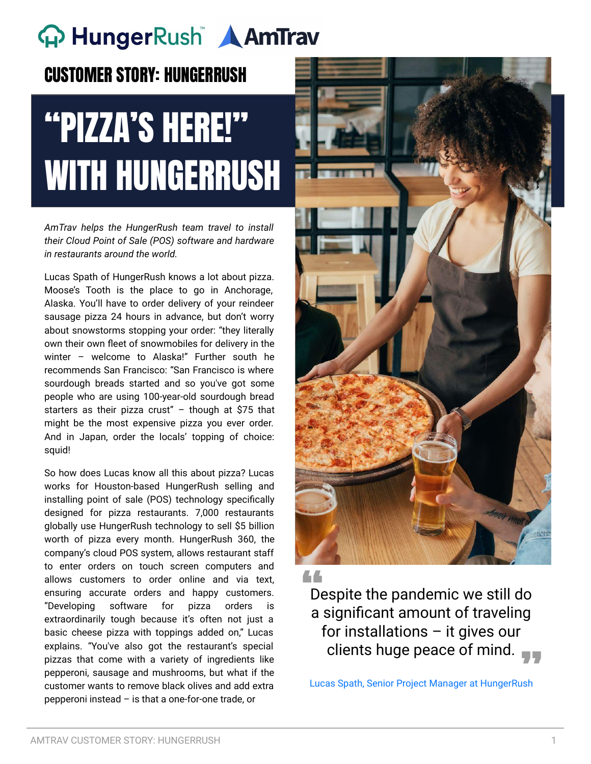HungerRush AmTrav

## CUSTOMER STORY: HUNGERRUSH

# "PIZZA'S HERE!" WITH HUNGERRUSH

*AmTrav helps the HungerRush team travel to install their Cloud Point of Sale (POS) software and hardware in restaurants around the world.*

Lucas Spath of HungerRush knows a lot about pizza. Moose's Tooth is the place to go in Anchorage, Alaska. You'll have to order delivery of your reindeer sausage pizza 24 hours in advance, but don't worry about snowstorms stopping your order: "they literally own their own fleet of snowmobiles for delivery in the winter – welcome to Alaska!" Further south he recommends San Francisco: "San Francisco is where sourdough breads started and so you've got some people who are using 100-year-old sourdough bread starters as their pizza crust" – though at $75 that might be the most expensive pizza you ever order. And in Japan, order the locals' topping of choice: squid!

So how does Lucas know all this about pizza? Lucas works for Houston-based HungerRush selling and installing point of sale (POS) technology specifically designed for pizza restaurants. 7,000 restaurants globally use HungerRush technology to sell $5 billion worth of pizza every month. HungerRush 360, the company's cloud POS system, allows restaurant staff to enter orders on touch screen computers and allows customers to order online and via text, ensuring accurate orders and happy customers. "Developing software for pizza orders is extraordinarily tough because it's often not just a basic cheese pizza with toppings added on," Lucas explains. "You've also got the restaurant's special pizzas that come with a variety of ingredients like pepperoni, sausage and mushrooms, but what if the customer wants to remove black olives and add extra pepperoni instead – is that a one-for-one trade, or

> "Despite the pandemic we still do a significant amount of traveling for installations – it gives our clients huge peace of mind."
>
> Lucas Spath, Senior Project Manager at HungerRush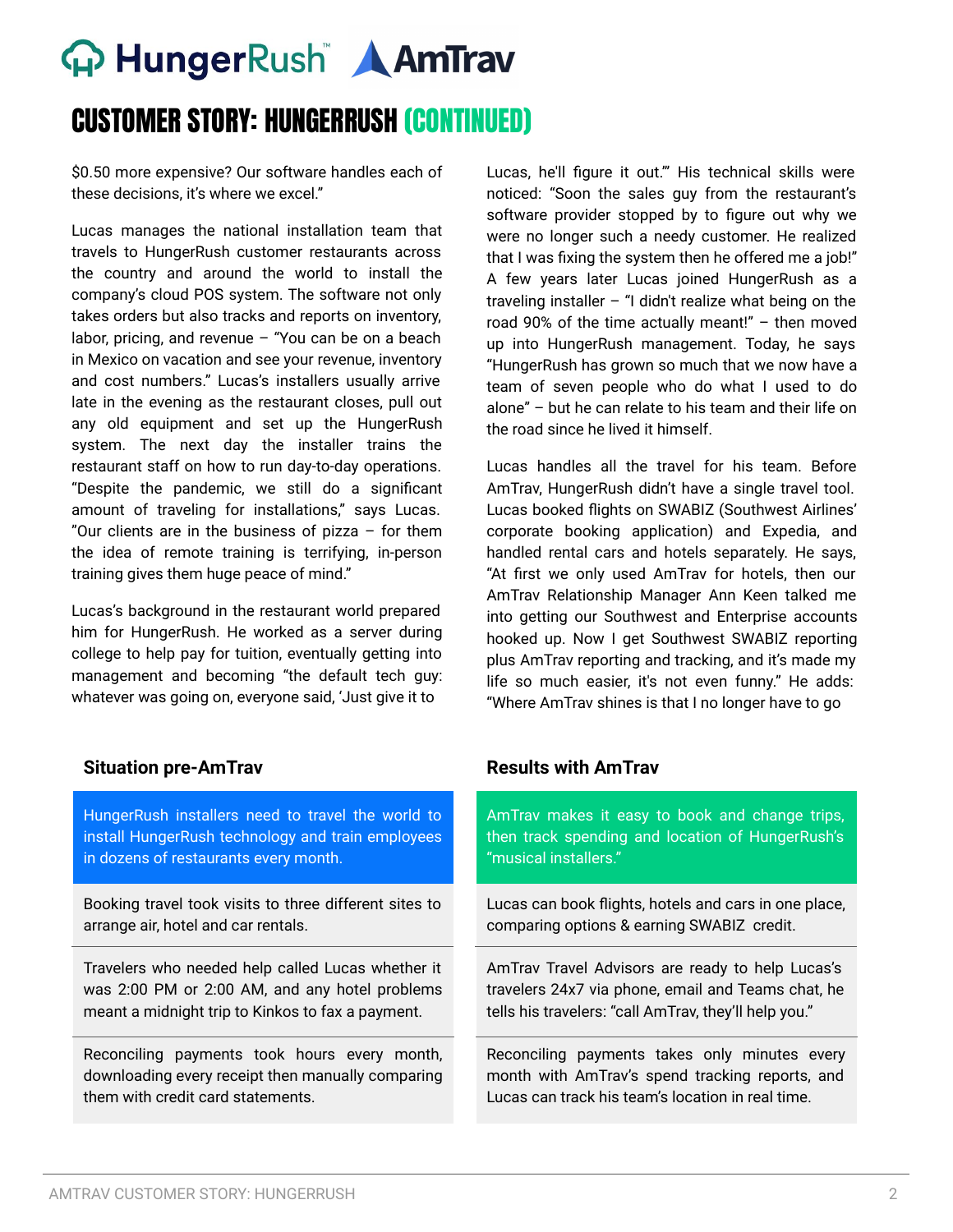# CUSTOMER STORY: HUNGERRUSH (CONTINUED)

$0.50 more expensive? Our software handles each of these decisions, it's where we excel."

Lucas manages the national installation team that travels to HungerRush customer restaurants across the country and around the world to install the company's cloud POS system. The software not only takes orders but also tracks and reports on inventory, labor, pricing, and revenue – "You can be on a beach in Mexico on vacation and see your revenue, inventory and cost numbers." Lucas's installers usually arrive late in the evening as the restaurant closes, pull out any old equipment and set up the HungerRush system. The next day the installer trains the restaurant staff on how to run day-to-day operations. "Despite the pandemic, we still do a significant amount of traveling for installations," says Lucas. "Our clients are in the business of pizza – for them the idea of remote training is terrifying, in-person training gives them huge peace of mind."

Lucas's background in the restaurant world prepared him for HungerRush. He worked as a server during college to help pay for tuition, eventually getting into management and becoming "the default tech guy: whatever was going on, everyone said, 'Just give it to Lucas, he'll figure it out.'" His technical skills were noticed: "Soon the sales guy from the restaurant's software provider stopped by to figure out why we were no longer such a needy customer. He realized that I was fixing the system then he offered me a job!" A few years later Lucas joined HungerRush as a traveling installer – "I didn't realize what being on the road 90% of the time actually meant!" – then moved up into HungerRush management. Today, he says "HungerRush has grown so much that we now have a team of seven people who do what I used to do alone" – but he can relate to his team and their life on the road since he lived it himself.

Lucas handles all the travel for his team. Before AmTrav, HungerRush didn't have a single travel tool. Lucas booked flights on SWABIZ (Southwest Airlines' corporate booking application) and Expedia, and handled rental cars and hotels separately. He says, "At first we only used AmTrav for hotels, then our AmTrav Relationship Manager Ann Keen talked me into getting our Southwest and Enterprise accounts hooked up. Now I get Southwest SWABIZ reporting plus AmTrav reporting and tracking, and it's made my life so much easier, it's not even funny." He adds: "Where AmTrav shines is that I no longer have to go

| Situation pre-AmTrav | Results with AmTrav |
|---|---|
| HungerRush installers need to travel the world to install HungerRush technology and train employees in dozens of restaurants every month. | AmTrav makes it easy to book and change trips, then track spending and location of HungerRush's "musical installers." |
| Booking travel took visits to three different sites to arrange air, hotel and car rentals. | Lucas can book flights, hotels and cars in one place, comparing options & earning SWABIZ credit. |
| Travelers who needed help called Lucas whether it was 2:00 PM or 2:00 AM, and any hotel problems meant a midnight trip to Kinkos to fax a payment. | AmTrav Travel Advisors are ready to help Lucas's travelers 24x7 via phone, email and Teams chat, he tells his travelers: "call AmTrav, they'll help you." |
| Reconciling payments took hours every month, downloading every receipt then manually comparing them with credit card statements. | Reconciling payments takes only minutes every month with AmTrav's spend tracking reports, and Lucas can track his team's location in real time. |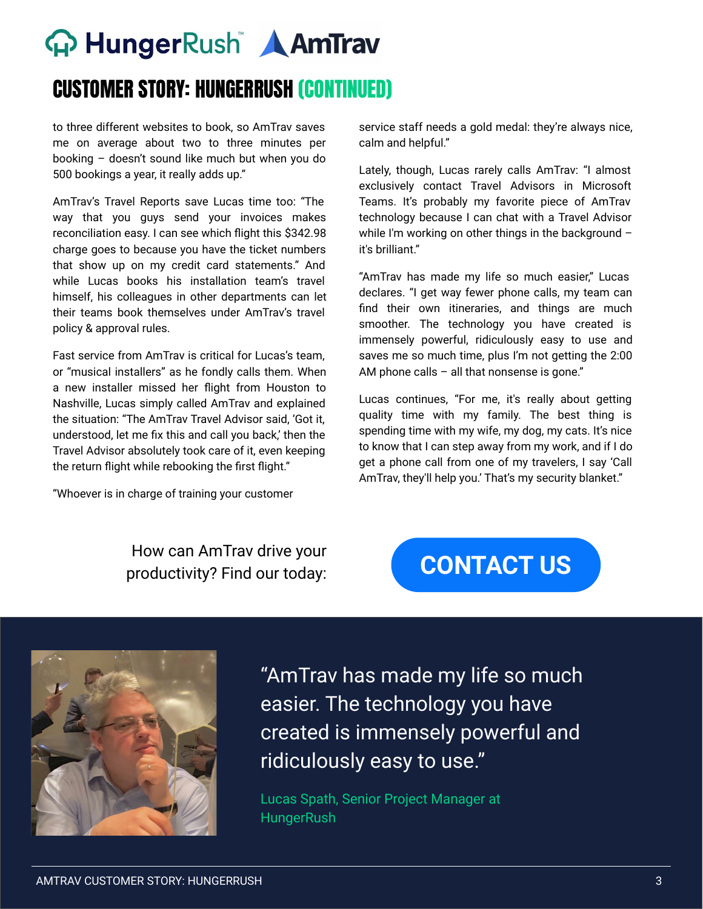# CUSTOMER STORY: HUNGERRUSH (CONTINUED)

to three different websites to book, so AmTrav saves me on average about two to three minutes per booking – doesn't sound like much but when you do 500 bookings a year, it really adds up."

AmTrav's Travel Reports save Lucas time too: "The way that you guys send your invoices makes reconciliation easy. I can see which flight this $342.98 charge goes to because you have the ticket numbers that show up on my credit card statements." And while Lucas books his installation team's travel himself, his colleagues in other departments can let their teams book themselves under AmTrav's travel policy & approval rules.

Fast service from AmTrav is critical for Lucas's team, or "musical installers" as he fondly calls them. When a new installer missed her flight from Houston to Nashville, Lucas simply called AmTrav and explained the situation: "The AmTrav Travel Advisor said, 'Got it, understood, let me fix this and call you back,' then the Travel Advisor absolutely took care of it, even keeping the return flight while rebooking the first flight."

"Whoever is in charge of training your customer service staff needs a gold medal: they're always nice, calm and helpful."

Lately, though, Lucas rarely calls AmTrav: "I almost exclusively contact Travel Advisors in Microsoft Teams. It's probably my favorite piece of AmTrav technology because I can chat with a Travel Advisor while I'm working on other things in the background – it's brilliant."

"AmTrav has made my life so much easier," Lucas declares. "I get way fewer phone calls, my team can find their own itineraries, and things are much smoother. The technology you have created is immensely powerful, ridiculously easy to use and saves me so much time, plus I'm not getting the 2:00 AM phone calls – all that nonsense is gone."

Lucas continues, "For me, it's really about getting quality time with my family. The best thing is spending time with my wife, my dog, my cats. It's nice to know that I can step away from my work, and if I do get a phone call from one of my travelers, I say 'Call AmTrav, they'll help you.' That's my security blanket."

How can AmTrav drive your productivity? Find our today:

**CONTACT US**

"AmTrav has made my life so much easier. The technology you have created is immensely powerful and ridiculously easy to use."

Lucas Spath, Senior Project Manager at HungerRush